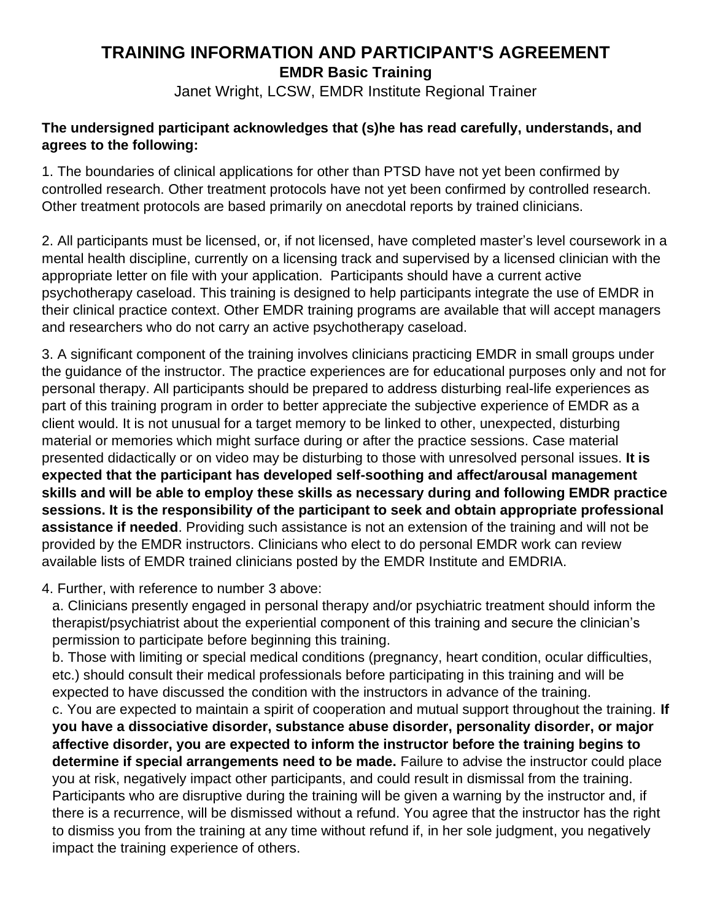# TRAINING INFORMATION AND PARTICIPANT'S AGREEMENT

## EMDR Basic Training

Janet Wright, LCSW, EMDR Institute Regional Trainer

**The undersigned participant acknowledges that (s)he has read carefully, understands, and agrees to the following:**

1. The boundaries of clinical applications for other than PTSD have not yet been confirmed by controlled research. Other treatment protocols have not yet been confirmed by controlled research. Other treatment protocols are based primarily on anecdotal reports by trained clinicians.

2. All participants must be licensed, or, if not licensed, have completed master's level coursework in a mental health discipline, currently on a licensing track and supervised by a licensed clinician with the appropriate letter on file with your application. Participants should have a current active psychotherapy caseload. This training is designed to help participants integrate the use of EMDR in their clinical practice context. Other EMDR training programs are available that will accept managers and researchers who do not carry an active psychotherapy caseload.

3. A significant component of the training involves clinicians practicing EMDR in small groups under the guidance of the instructor. The practice experiences are for educational purposes only and not for personal therapy. All participants should be prepared to address disturbing real-life experiences as part of this training program in order to better appreciate the subjective experience of EMDR as a client would. It is not unusual for a target memory to be linked to other, unexpected, disturbing material or memories which might surface during or after the practice sessions. Case material presented didactically or on video may be disturbing to those with unresolved personal issues. **It is expected that the participant has developed self-soothing and affect/arousal management skills and will be able to employ these skills as necessary during and following EMDR practice sessions. It is the responsibility of the participant to seek and obtain appropriate professional assistance if needed**. Providing such assistance is not an extension of the training and will not be provided by the EMDR instructors. Clinicians who elect to do personal EMDR work can review available lists of EMDR trained clinicians posted by the EMDR Institute and EMDRIA.

4. Further, with reference to number 3 above:
   a. Clinicians presently engaged in personal therapy and/or psychiatric treatment should inform the therapist/psychiatrist about the experiential component of this training and secure the clinician's permission to participate before beginning this training.
   b. Those with limiting or special medical conditions (pregnancy, heart condition, ocular difficulties, etc.) should consult their medical professionals before participating in this training and will be expected to have discussed the condition with the instructors in advance of the training.
   c. You are expected to maintain a spirit of cooperation and mutual support throughout the training. **If you have a dissociative disorder, substance abuse disorder, personality disorder, or major affective disorder, you are expected to inform the instructor before the training begins to determine if special arrangements need to be made.** Failure to advise the instructor could place you at risk, negatively impact other participants, and could result in dismissal from the training. Participants who are disruptive during the training will be given a warning by the instructor and, if there is a recurrence, will be dismissed without a refund. You agree that the instructor has the right to dismiss you from the training at any time without refund if, in her sole judgment, you negatively impact the training experience of others.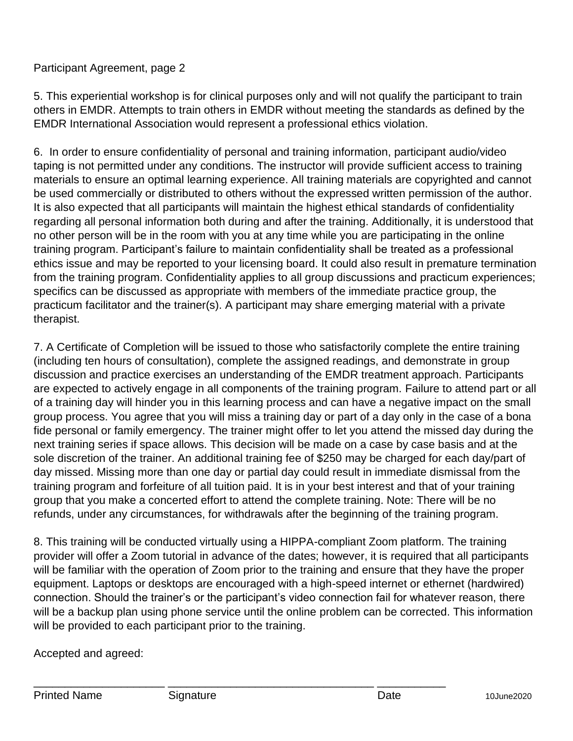Participant Agreement, page 2

5. This experiential workshop is for clinical purposes only and will not qualify the participant to train others in EMDR. Attempts to train others in EMDR without meeting the standards as defined by the EMDR International Association would represent a professional ethics violation.

6. In order to ensure confidentiality of personal and training information, participant audio/video taping is not permitted under any conditions. The instructor will provide sufficient access to training materials to ensure an optimal learning experience. All training materials are copyrighted and cannot be used commercially or distributed to others without the expressed written permission of the author. It is also expected that all participants will maintain the highest ethical standards of confidentiality regarding all personal information both during and after the training. Additionally, it is understood that no other person will be in the room with you at any time while you are participating in the online training program. Participant's failure to maintain confidentiality shall be treated as a professional ethics issue and may be reported to your licensing board. It could also result in premature termination from the training program. Confidentiality applies to all group discussions and practicum experiences; specifics can be discussed as appropriate with members of the immediate practice group, the practicum facilitator and the trainer(s). A participant may share emerging material with a private therapist.

7. A Certificate of Completion will be issued to those who satisfactorily complete the entire training (including ten hours of consultation), complete the assigned readings, and demonstrate in group discussion and practice exercises an understanding of the EMDR treatment approach. Participants are expected to actively engage in all components of the training program. Failure to attend part or all of a training day will hinder you in this learning process and can have a negative impact on the small group process. You agree that you will miss a training day or part of a day only in the case of a bona fide personal or family emergency. The trainer might offer to let you attend the missed day during the next training series if space allows. This decision will be made on a case by case basis and at the sole discretion of the trainer. An additional training fee of $250 may be charged for each day/part of day missed. Missing more than one day or partial day could result in immediate dismissal from the training program and forfeiture of all tuition paid. It is in your best interest and that of your training group that you make a concerted effort to attend the complete training. Note: There will be no refunds, under any circumstances, for withdrawals after the beginning of the training program.

8. This training will be conducted virtually using a HIPPA-compliant Zoom platform. The training provider will offer a Zoom tutorial in advance of the dates; however, it is required that all participants will be familiar with the operation of Zoom prior to the training and ensure that they have the proper equipment. Laptops or desktops are encouraged with a high-speed internet or ethernet (hardwired) connection. Should the trainer's or the participant's video connection fail for whatever reason, there will be a backup plan using phone service until the online problem can be corrected. This information will be provided to each participant prior to the training.

Accepted and agreed:

_____________________ ________________________________ ___________

Printed Name Signature Date

10June2020